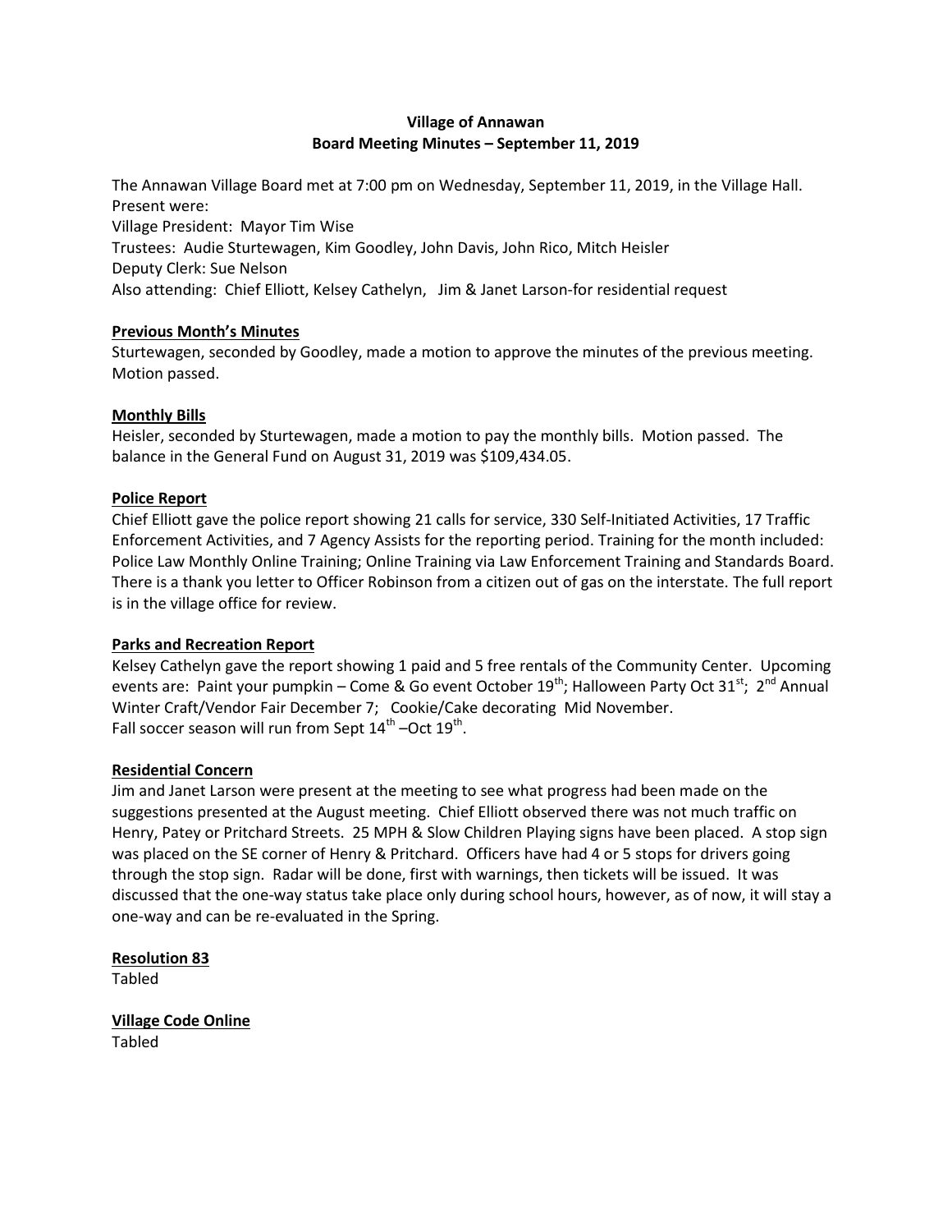# Village of Annawan

## Board Meeting Minutes – September 11, 2019

The Annawan Village Board met at 7:00 pm on Wednesday, September 11, 2019, in the Village Hall.
Present were:
Village President: Mayor Tim Wise
Trustees: Audie Sturtewagen, Kim Goodley, John Davis, John Rico, Mitch Heisler
Deputy Clerk: Sue Nelson
Also attending: Chief Elliott, Kelsey Cathelyn, Jim & Janet Larson-for residential request

**Previous Month's Minutes**

Sturtewagen, seconded by Goodley, made a motion to approve the minutes of the previous meeting. Motion passed.

**Monthly Bills**

Heisler, seconded by Sturtewagen, made a motion to pay the monthly bills. Motion passed. The balance in the General Fund on August 31, 2019 was $109,434.05.

**Police Report**

Chief Elliott gave the police report showing 21 calls for service, 330 Self-Initiated Activities, 17 Traffic Enforcement Activities, and 7 Agency Assists for the reporting period. Training for the month included: Police Law Monthly Online Training; Online Training via Law Enforcement Training and Standards Board. There is a thank you letter to Officer Robinson from a citizen out of gas on the interstate. The full report is in the village office for review.

**Parks and Recreation Report**

Kelsey Cathelyn gave the report showing 1 paid and 5 free rentals of the Community Center. Upcoming events are: Paint your pumpkin – Come & Go event October 19th; Halloween Party Oct 31st; 2nd Annual Winter Craft/Vendor Fair December 7; Cookie/Cake decorating Mid November.
Fall soccer season will run from Sept 14th –Oct 19th.

**Residential Concern**

Jim and Janet Larson were present at the meeting to see what progress had been made on the suggestions presented at the August meeting. Chief Elliott observed there was not much traffic on Henry, Patey or Pritchard Streets. 25 MPH & Slow Children Playing signs have been placed. A stop sign was placed on the SE corner of Henry & Pritchard. Officers have had 4 or 5 stops for drivers going through the stop sign. Radar will be done, first with warnings, then tickets will be issued. It was discussed that the one-way status take place only during school hours, however, as of now, it will stay a one-way and can be re-evaluated in the Spring.

**Resolution 83**

Tabled

**Village Code Online**

Tabled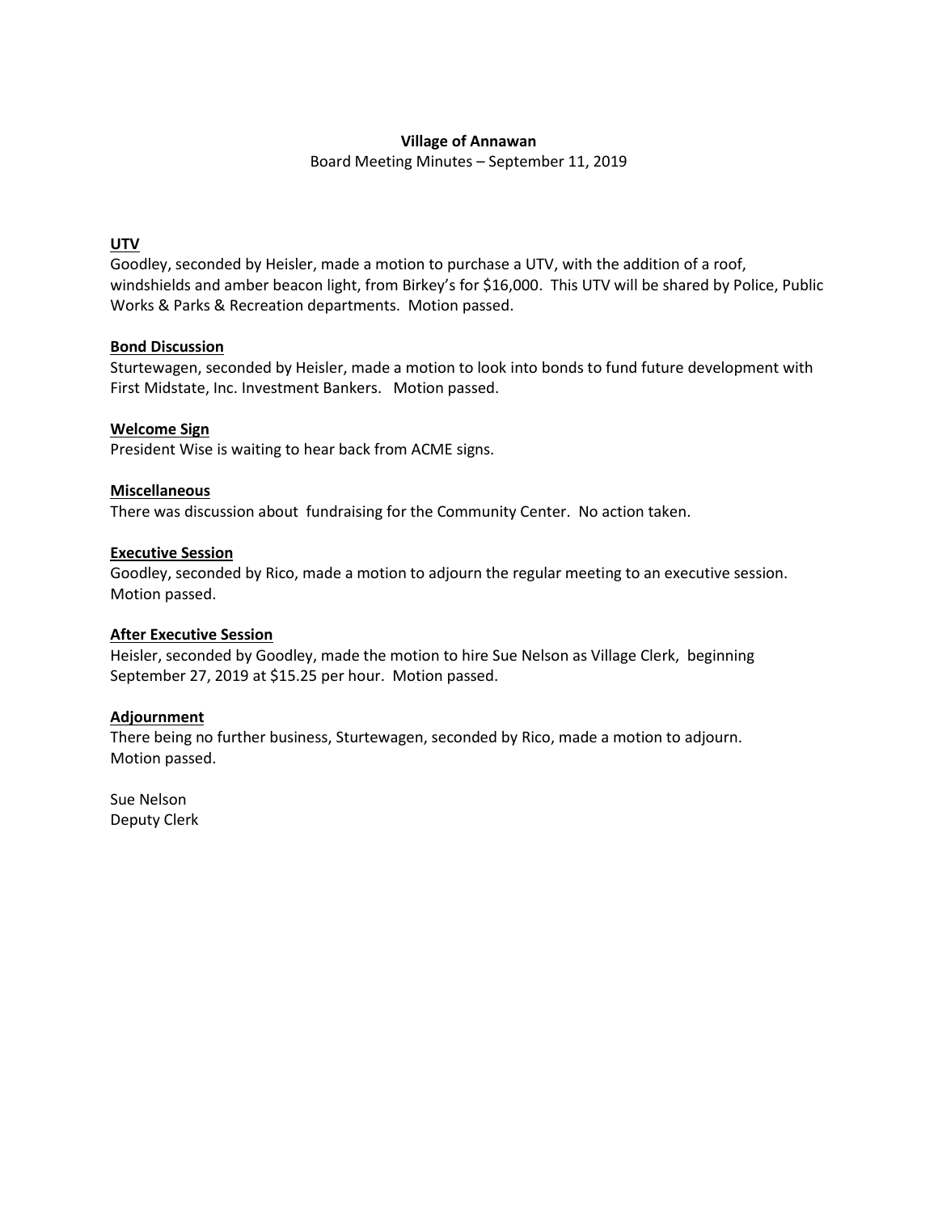**Village of Annawan**

Board Meeting Minutes – September 11, 2019

**UTV**

Goodley, seconded by Heisler, made a motion to purchase a UTV, with the addition of a roof, windshields and amber beacon light, from Birkey's for $16,000. This UTV will be shared by Police, Public Works & Parks & Recreation departments. Motion passed.

**Bond Discussion**

Sturtewagen, seconded by Heisler, made a motion to look into bonds to fund future development with First Midstate, Inc. Investment Bankers. Motion passed.

**Welcome Sign**

President Wise is waiting to hear back from ACME signs.

**Miscellaneous**

There was discussion about fundraising for the Community Center. No action taken.

**Executive Session**

Goodley, seconded by Rico, made a motion to adjourn the regular meeting to an executive session. Motion passed.

**After Executive Session**

Heisler, seconded by Goodley, made the motion to hire Sue Nelson as Village Clerk, beginning September 27, 2019 at $15.25 per hour. Motion passed.

**Adjournment**

There being no further business, Sturtewagen, seconded by Rico, made a motion to adjourn. Motion passed.

Sue Nelson
Deputy Clerk